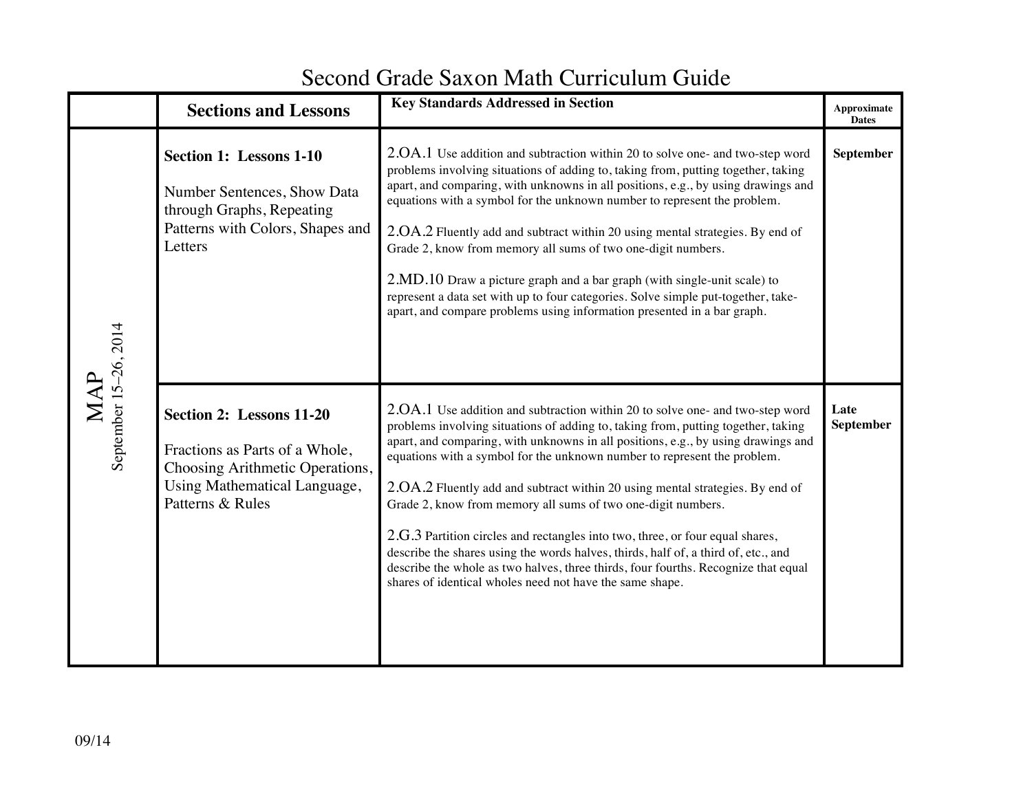# Second Grade Saxon Math Curriculum Guide

| | Sections and Lessons | Key Standards Addressed in Section | Approximate Dates |
|---|---|---|---|
| MAP<br>September 15–26, 2014 | **Section 1: Lessons 1-10**<br><br>Number Sentences, Show Data through Graphs, Repeating Patterns with Colors, Shapes and Letters | 2.OA.1 Use addition and subtraction within 20 to solve one- and two-step word problems involving situations of adding to, taking from, putting together, taking apart, and comparing, with unknowns in all positions, e.g., by using drawings and equations with a symbol for the unknown number to represent the problem.<br><br>2.OA.2 Fluently add and subtract within 20 using mental strategies. By end of Grade 2, know from memory all sums of two one-digit numbers.<br><br>2.MD.10 Draw a picture graph and a bar graph (with single-unit scale) to represent a data set with up to four categories. Solve simple put-together, take-apart, and compare problems using information presented in a bar graph. | **September** |
| | **Section 2: Lessons 11-20**<br><br>Fractions as Parts of a Whole, Choosing Arithmetic Operations, Using Mathematical Language, Patterns & Rules | 2.OA.1 Use addition and subtraction within 20 to solve one- and two-step word problems involving situations of adding to, taking from, putting together, taking apart, and comparing, with unknowns in all positions, e.g., by using drawings and equations with a symbol for the unknown number to represent the problem.<br><br>2.OA.2 Fluently add and subtract within 20 using mental strategies. By end of Grade 2, know from memory all sums of two one-digit numbers.<br><br>2.G.3 Partition circles and rectangles into two, three, or four equal shares, describe the shares using the words halves, thirds, half of, a third of, etc., and describe the whole as two halves, three thirds, four fourths. Recognize that equal shares of identical wholes need not have the same shape. | **Late September** |

09/14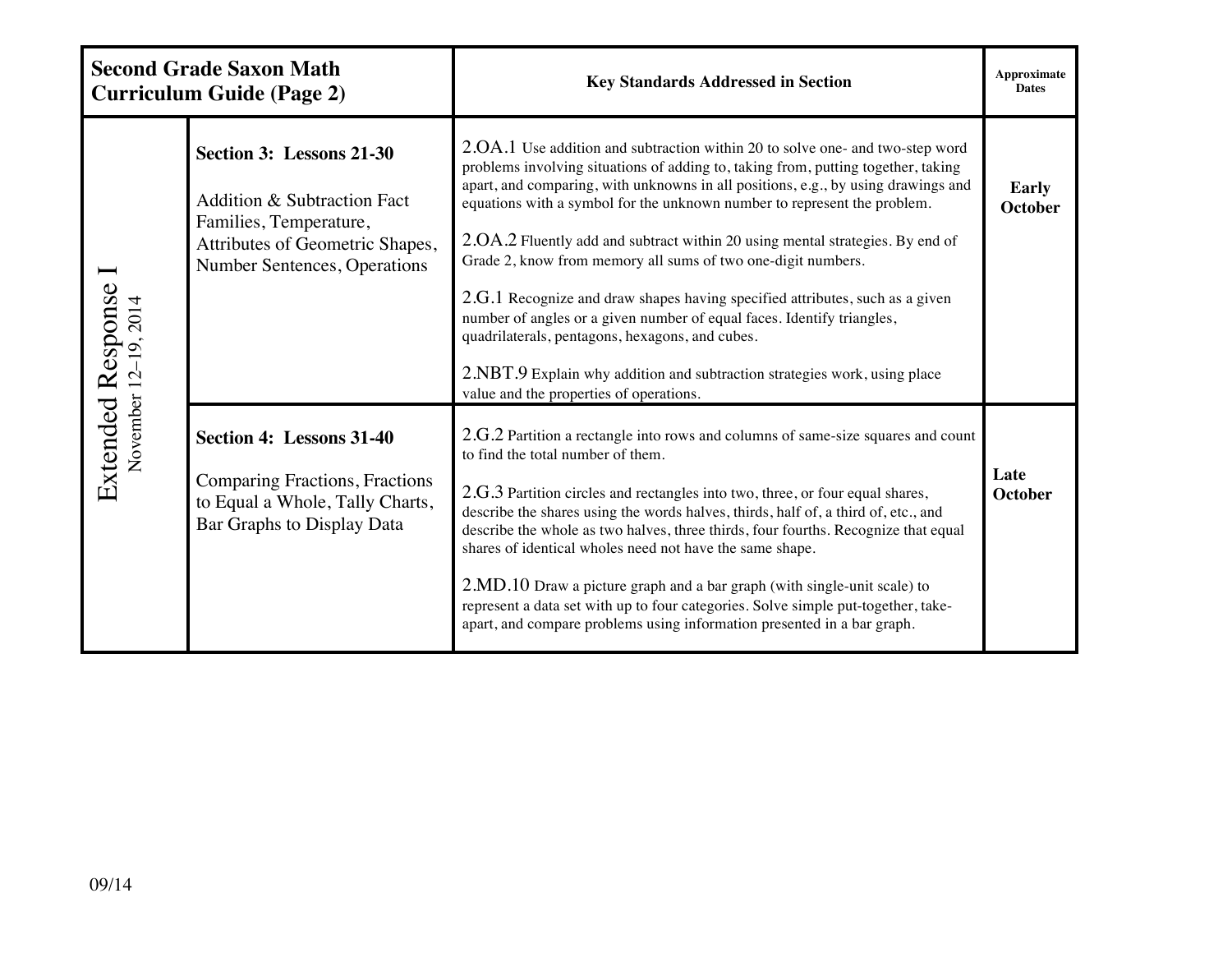| Second Grade Saxon Math Curriculum Guide (Page 2) | | Key Standards Addressed in Section | Approximate Dates |
|---|---|---|---|
| **Extended Response I** November 12–19, 2014 | **Section 3: Lessons 21-30** Addition & Subtraction Fact Families, Temperature, Attributes of Geometric Shapes, Number Sentences, Operations | 2.OA.1 Use addition and subtraction within 20 to solve one- and two-step word problems involving situations of adding to, taking from, putting together, taking apart, and comparing, with unknowns in all positions, e.g., by using drawings and equations with a symbol for the unknown number to represent the problem. <br><br> 2.OA.2 Fluently add and subtract within 20 using mental strategies. By end of Grade 2, know from memory all sums of two one-digit numbers. <br><br> 2.G.1 Recognize and draw shapes having specified attributes, such as a given number of angles or a given number of equal faces. Identify triangles, quadrilaterals, pentagons, hexagons, and cubes. <br><br> 2.NBT.9 Explain why addition and subtraction strategies work, using place value and the properties of operations. | **Early October** |
| | **Section 4: Lessons 31-40** Comparing Fractions, Fractions to Equal a Whole, Tally Charts, Bar Graphs to Display Data | 2.G.2 Partition a rectangle into rows and columns of same-size squares and count to find the total number of them. <br><br> 2.G.3 Partition circles and rectangles into two, three, or four equal shares, describe the shares using the words halves, thirds, half of, a third of, etc., and describe the whole as two halves, three thirds, four fourths. Recognize that equal shares of identical wholes need not have the same shape. <br><br> 2.MD.10 Draw a picture graph and a bar graph (with single-unit scale) to represent a data set with up to four categories. Solve simple put-together, take-apart, and compare problems using information presented in a bar graph. | **Late October** |

09/14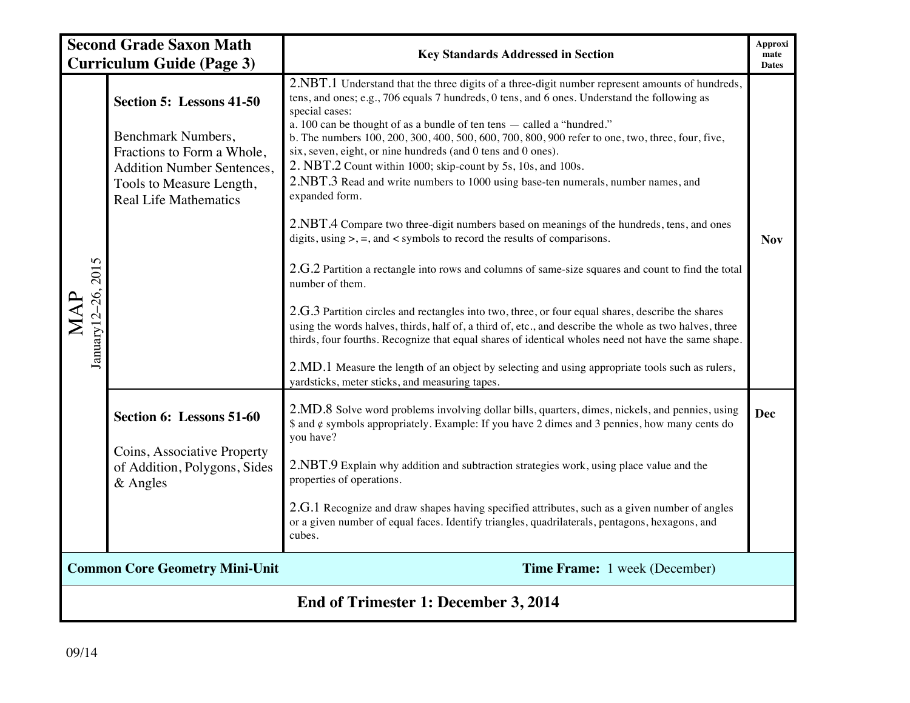| Second Grade Saxon Math Curriculum Guide (Page 3) | | Key Standards Addressed in Section | Approximate Dates |
|---|---|---|---|
| MAP January12–26, 2015 | **Section 5: Lessons 41-50** <br><br> Benchmark Numbers, Fractions to Form a Whole, Addition Number Sentences, Tools to Measure Length, Real Life Mathematics | 2.NBT.1 Understand that the three digits of a three-digit number represent amounts of hundreds, tens, and ones; e.g., 706 equals 7 hundreds, 0 tens, and 6 ones. Understand the following as special cases: <br> a. 100 can be thought of as a bundle of ten tens — called a "hundred." <br> b. The numbers 100, 200, 300, 400, 500, 600, 700, 800, 900 refer to one, two, three, four, five, six, seven, eight, or nine hundreds (and 0 tens and 0 ones). <br> 2. NBT.2 Count within 1000; skip-count by 5s, 10s, and 100s. <br> 2.NBT.3 Read and write numbers to 1000 using base-ten numerals, number names, and expanded form. <br><br> 2.NBT.4 Compare two three-digit numbers based on meanings of the hundreds, tens, and ones digits, using >, =, and < symbols to record the results of comparisons. <br><br> 2.G.2 Partition a rectangle into rows and columns of same-size squares and count to find the total number of them. <br><br> 2.G.3 Partition circles and rectangles into two, three, or four equal shares, describe the shares using the words halves, thirds, half of, a third of, etc., and describe the whole as two halves, three thirds, four fourths. Recognize that equal shares of identical wholes need not have the same shape. <br><br> 2.MD.1 Measure the length of an object by selecting and using appropriate tools such as rulers, yardsticks, meter sticks, and measuring tapes. | **Nov** |
| | **Section 6: Lessons 51-60** <br><br> Coins, Associative Property of Addition, Polygons, Sides & Angles | 2.MD.8 Solve word problems involving dollar bills, quarters, dimes, nickels, and pennies, using $ and ¢ symbols appropriately. Example: If you have 2 dimes and 3 pennies, how many cents do you have? <br><br> 2.NBT.9 Explain why addition and subtraction strategies work, using place value and the properties of operations. <br><br> 2.G.1 Recognize and draw shapes having specified attributes, such as a given number of angles or a given number of equal faces. Identify triangles, quadrilaterals, pentagons, hexagons, and cubes. | **Dec** |
| **Common Core Geometry Mini-Unit** | | **Time Frame:** 1 week (December) | |
| **End of Trimester 1: December 3, 2014** | | | |

09/14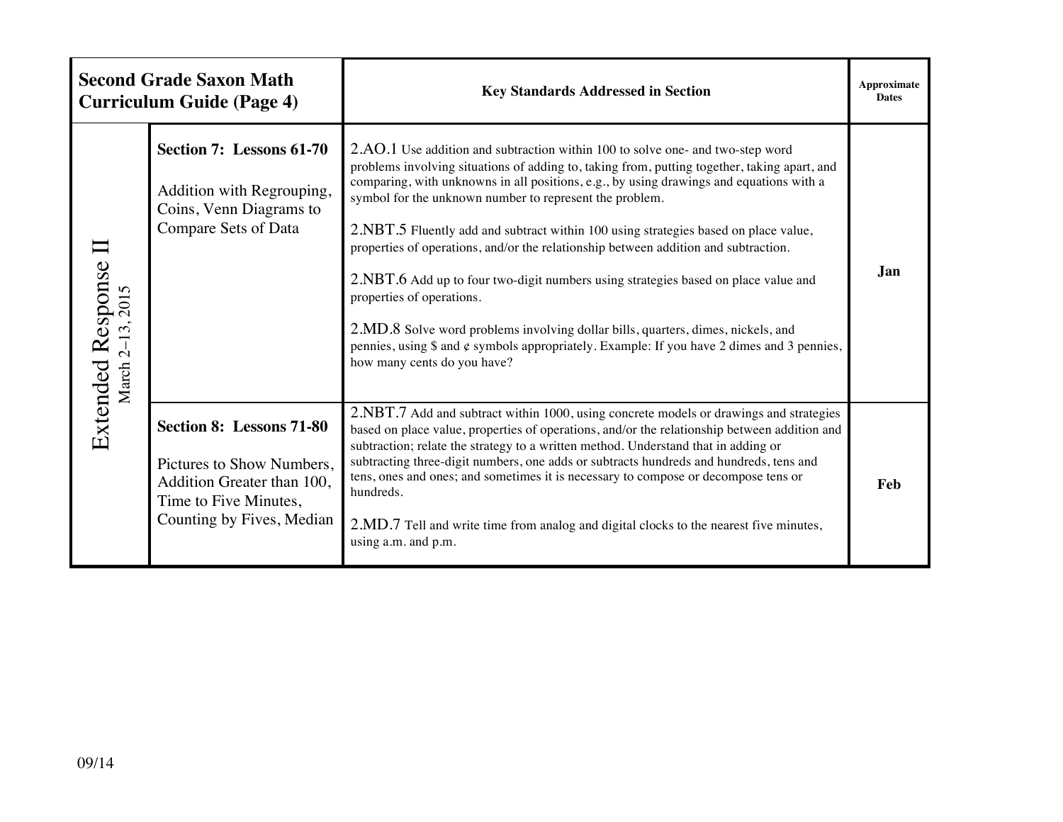| Second Grade Saxon Math Curriculum Guide (Page 4) | | Key Standards Addressed in Section | Approximate Dates |
|---|---|---|---|
| Extended Response II<br>March 2–13, 2015 | **Section 7: Lessons 61-70**<br><br>Addition with Regrouping, Coins, Venn Diagrams to Compare Sets of Data | 2.AO.1 Use addition and subtraction within 100 to solve one- and two-step word problems involving situations of adding to, taking from, putting together, taking apart, and comparing, with unknowns in all positions, e.g., by using drawings and equations with a symbol for the unknown number to represent the problem.<br><br>2.NBT.5 Fluently add and subtract within 100 using strategies based on place value, properties of operations, and/or the relationship between addition and subtraction.<br><br>2.NBT.6 Add up to four two-digit numbers using strategies based on place value and properties of operations.<br><br>2.MD.8 Solve word problems involving dollar bills, quarters, dimes, nickels, and pennies, using $ and ¢ symbols appropriately. Example: If you have 2 dimes and 3 pennies, how many cents do you have? | **Jan** |
| | **Section 8: Lessons 71-80**<br><br>Pictures to Show Numbers, Addition Greater than 100, Time to Five Minutes, Counting by Fives, Median | 2.NBT.7 Add and subtract within 1000, using concrete models or drawings and strategies based on place value, properties of operations, and/or the relationship between addition and subtraction; relate the strategy to a written method. Understand that in adding or subtracting three-digit numbers, one adds or subtracts hundreds and hundreds, tens and tens, ones and ones; and sometimes it is necessary to compose or decompose tens or hundreds.<br><br>2.MD.7 Tell and write time from analog and digital clocks to the nearest five minutes, using a.m. and p.m. | **Feb** |

09/14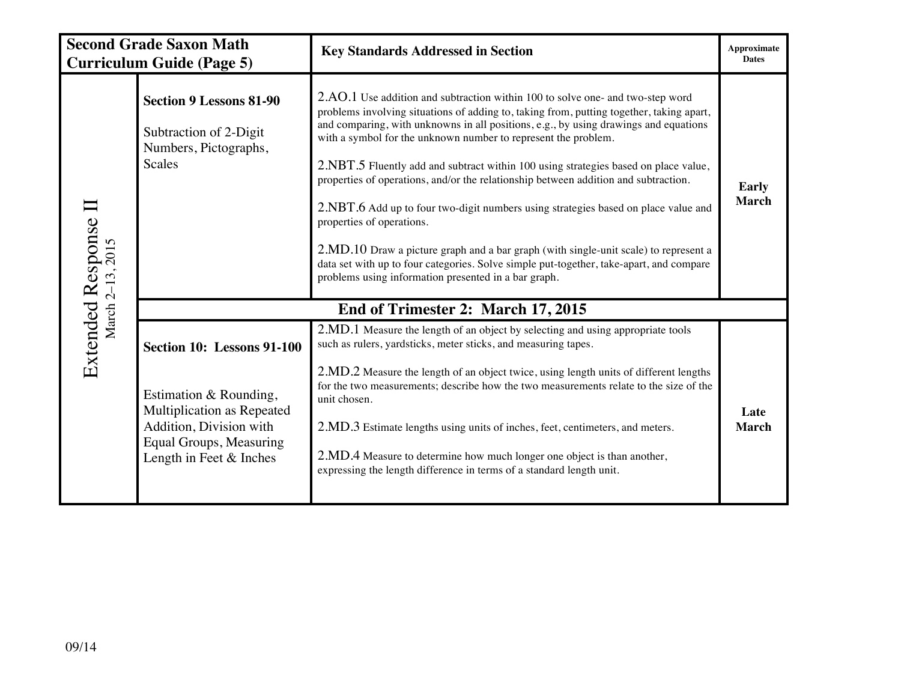| Second Grade Saxon Math Curriculum Guide (Page 5) | | Key Standards Addressed in Section | Approximate Dates |
|---|---|---|---|
| Extended Response II March 2–13, 2015 | **Section 9 Lessons 81-90**<br><br>Subtraction of 2-Digit Numbers, Pictographs, Scales | 2.AO.1 Use addition and subtraction within 100 to solve one- and two-step word problems involving situations of adding to, taking from, putting together, taking apart, and comparing, with unknowns in all positions, e.g., by using drawings and equations with a symbol for the unknown number to represent the problem.<br><br>2.NBT.5 Fluently add and subtract within 100 using strategies based on place value, properties of operations, and/or the relationship between addition and subtraction.<br><br>2.NBT.6 Add up to four two-digit numbers using strategies based on place value and properties of operations.<br><br>2.MD.10 Draw a picture graph and a bar graph (with single-unit scale) to represent a data set with up to four categories. Solve simple put-together, take-apart, and compare problems using information presented in a bar graph. | **Early March** |
| | **End of Trimester 2: March 17, 2015** | | |
| | **Section 10: Lessons 91-100**<br><br>Estimation & Rounding, Multiplication as Repeated Addition, Division with Equal Groups, Measuring Length in Feet & Inches | 2.MD.1 Measure the length of an object by selecting and using appropriate tools such as rulers, yardsticks, meter sticks, and measuring tapes.<br><br>2.MD.2 Measure the length of an object twice, using length units of different lengths for the two measurements; describe how the two measurements relate to the size of the unit chosen.<br><br>2.MD.3 Estimate lengths using units of inches, feet, centimeters, and meters.<br><br>2.MD.4 Measure to determine how much longer one object is than another, expressing the length difference in terms of a standard length unit. | **Late March** |

09/14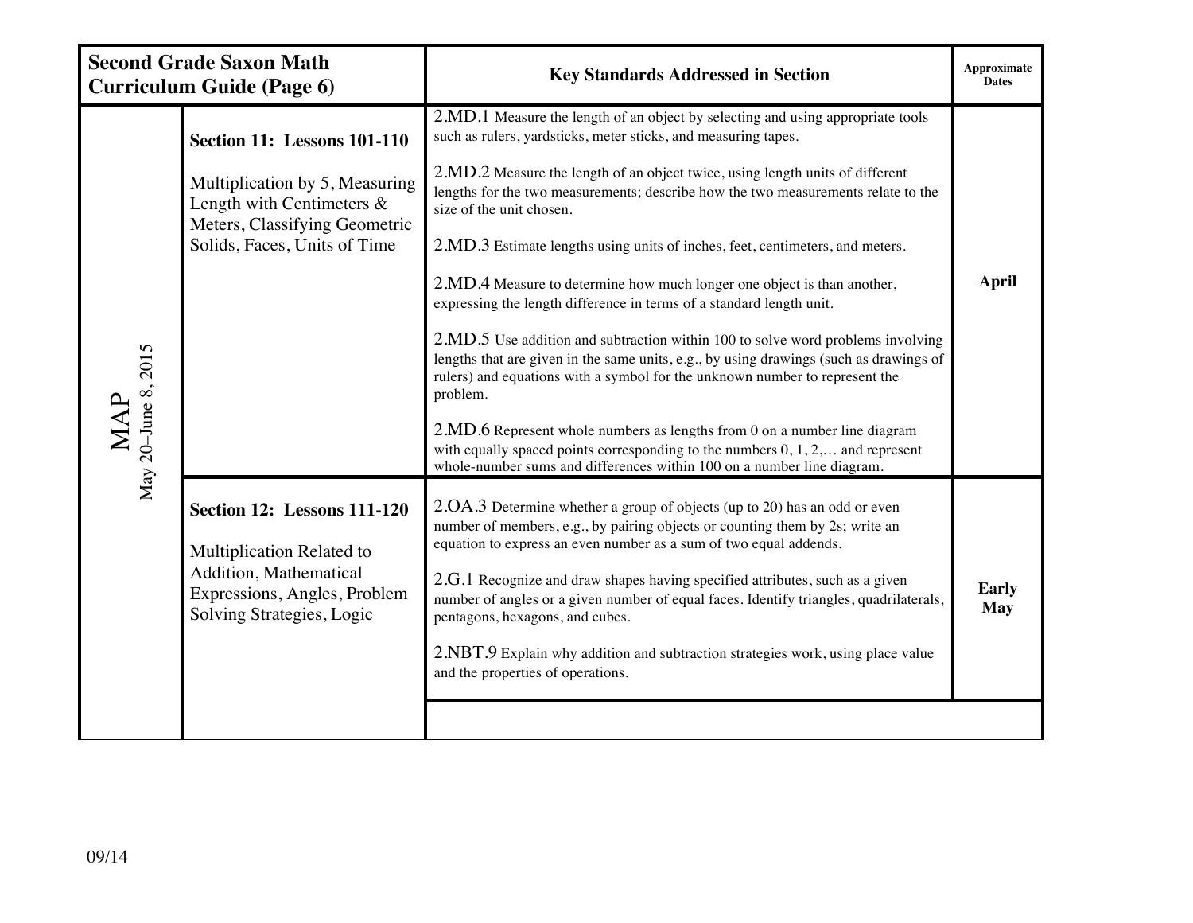| Second Grade Saxon Math Curriculum Guide (Page 6) | | Key Standards Addressed in Section | Approximate Dates |
|---|---|---|---|
| MAP May 20–June 8, 2015 | **Section 11: Lessons 101-110**<br><br>Multiplication by 5, Measuring Length with Centimeters & Meters, Classifying Geometric Solids, Faces, Units of Time | 2.MD.1 Measure the length of an object by selecting and using appropriate tools such as rulers, yardsticks, meter sticks, and measuring tapes.<br><br>2.MD.2 Measure the length of an object twice, using length units of different lengths for the two measurements; describe how the two measurements relate to the size of the unit chosen.<br><br>2.MD.3 Estimate lengths using units of inches, feet, centimeters, and meters.<br><br>2.MD.4 Measure to determine how much longer one object is than another, expressing the length difference in terms of a standard length unit.<br><br>2.MD.5 Use addition and subtraction within 100 to solve word problems involving lengths that are given in the same units, e.g., by using drawings (such as drawings of rulers) and equations with a symbol for the unknown number to represent the problem.<br><br>2.MD.6 Represent whole numbers as lengths from 0 on a number line diagram with equally spaced points corresponding to the numbers 0, 1, 2,… and represent whole-number sums and differences within 100 on a number line diagram. | **April** |
| | **Section 12: Lessons 111-120**<br><br>Multiplication Related to Addition, Mathematical Expressions, Angles, Problem Solving Strategies, Logic | 2.OA.3 Determine whether a group of objects (up to 20) has an odd or even number of members, e.g., by pairing objects or counting them by 2s; write an equation to express an even number as a sum of two equal addends.<br><br>2.G.1 Recognize and draw shapes having specified attributes, such as a given number of angles or a given number of equal faces. Identify triangles, quadrilaterals, pentagons, hexagons, and cubes.<br><br>2.NBT.9 Explain why addition and subtraction strategies work, using place value and the properties of operations. | **Early May** |

09/14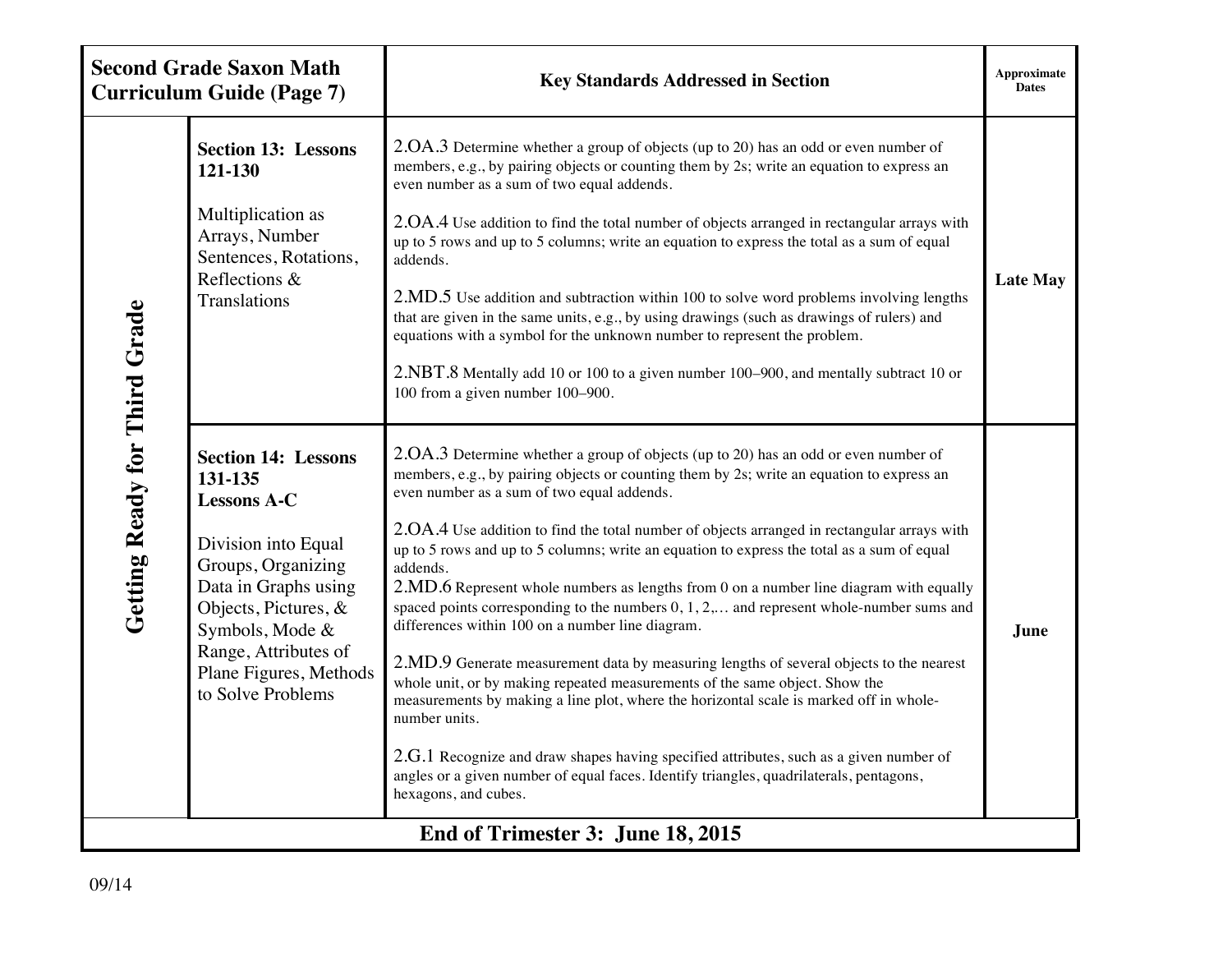| Second Grade Saxon Math Curriculum Guide (Page 7) | | Key Standards Addressed in Section | Approximate Dates |
|---|---|---|---|
| Getting Ready for Third Grade | **Section 13: Lessons 121-130**<br><br>Multiplication as Arrays, Number Sentences, Rotations, Reflections & Translations | 2.OA.3 Determine whether a group of objects (up to 20) has an odd or even number of members, e.g., by pairing objects or counting them by 2s; write an equation to express an even number as a sum of two equal addends.<br><br>2.OA.4 Use addition to find the total number of objects arranged in rectangular arrays with up to 5 rows and up to 5 columns; write an equation to express the total as a sum of equal addends.<br><br>2.MD.5 Use addition and subtraction within 100 to solve word problems involving lengths that are given in the same units, e.g., by using drawings (such as drawings of rulers) and equations with a symbol for the unknown number to represent the problem.<br><br>2.NBT.8 Mentally add 10 or 100 to a given number 100–900, and mentally subtract 10 or 100 from a given number 100–900. | **Late May** |
| | **Section 14: Lessons 131-135**<br>**Lessons A-C**<br><br>Division into Equal Groups, Organizing Data in Graphs using Objects, Pictures, & Symbols, Mode & Range, Attributes of Plane Figures, Methods to Solve Problems | 2.OA.3 Determine whether a group of objects (up to 20) has an odd or even number of members, e.g., by pairing objects or counting them by 2s; write an equation to express an even number as a sum of two equal addends.<br><br>2.OA.4 Use addition to find the total number of objects arranged in rectangular arrays with up to 5 rows and up to 5 columns; write an equation to express the total as a sum of equal addends.<br>2.MD.6 Represent whole numbers as lengths from 0 on a number line diagram with equally spaced points corresponding to the numbers 0, 1, 2,… and represent whole-number sums and differences within 100 on a number line diagram.<br><br>2.MD.9 Generate measurement data by measuring lengths of several objects to the nearest whole unit, or by making repeated measurements of the same object. Show the measurements by making a line plot, where the horizontal scale is marked off in whole-number units.<br><br>2.G.1 Recognize and draw shapes having specified attributes, such as a given number of angles or a given number of equal faces. Identify triangles, quadrilaterals, pentagons, hexagons, and cubes. | **June** |
| **End of Trimester 3: June 18, 2015** | | | |

09/14